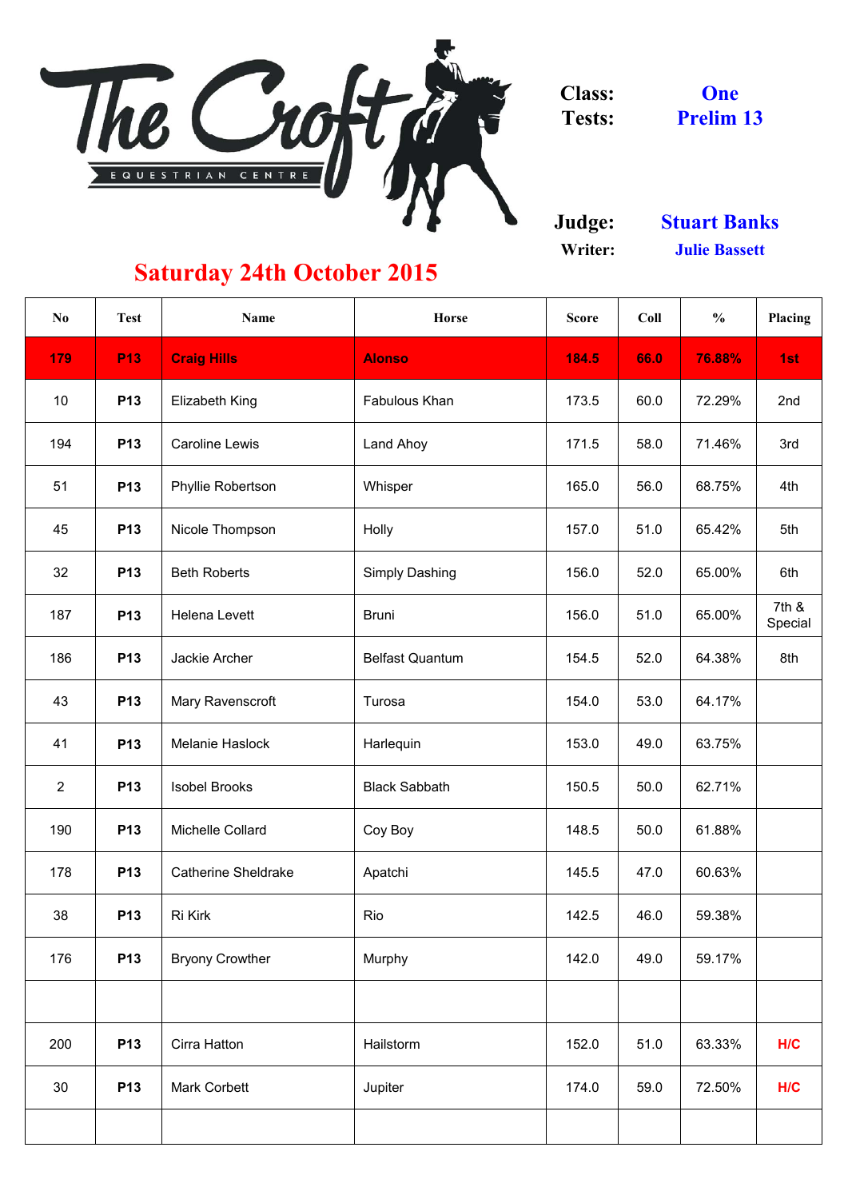# The Croft Equestrian Centre

**Class:** One
**Tests:** Prelim 13

**Judge:** Stuart Banks
**Writer:** Julie Bassett

## Saturday 24th October 2015

| No | Test | Name | Horse | Score | Coll | % | Placing |
|---|---|---|---|---|---|---|---|
| **179** | **P13** | **Craig Hills** | **Alonso** | **184.5** | **66.0** | **76.88%** | **1st** |
| 10 | P13 | Elizabeth King | Fabulous Khan | 173.5 | 60.0 | 72.29% | 2nd |
| 194 | P13 | Caroline Lewis | Land Ahoy | 171.5 | 58.0 | 71.46% | 3rd |
| 51 | P13 | Phyllie Robertson | Whisper | 165.0 | 56.0 | 68.75% | 4th |
| 45 | P13 | Nicole Thompson | Holly | 157.0 | 51.0 | 65.42% | 5th |
| 32 | P13 | Beth Roberts | Simply Dashing | 156.0 | 52.0 | 65.00% | 6th |
| 187 | P13 | Helena Levett | Bruni | 156.0 | 51.0 | 65.00% | 7th & Special |
| 186 | P13 | Jackie Archer | Belfast Quantum | 154.5 | 52.0 | 64.38% | 8th |
| 43 | P13 | Mary Ravenscroft | Turosa | 154.0 | 53.0 | 64.17% | |
| 41 | P13 | Melanie Haslock | Harlequin | 153.0 | 49.0 | 63.75% | |
| 2 | P13 | Isobel Brooks | Black Sabbath | 150.5 | 50.0 | 62.71% | |
| 190 | P13 | Michelle Collard | Coy Boy | 148.5 | 50.0 | 61.88% | |
| 178 | P13 | Catherine Sheldrake | Apatchi | 145.5 | 47.0 | 60.63% | |
| 38 | P13 | Ri Kirk | Rio | 142.5 | 46.0 | 59.38% | |
| 176 | P13 | Bryony Crowther | Murphy | 142.0 | 49.0 | 59.17% | |
| | | | | | | | |
| 200 | P13 | Cirra Hatton | Hailstorm | 152.0 | 51.0 | 63.33% | H/C |
| 30 | P13 | Mark Corbett | Jupiter | 174.0 | 59.0 | 72.50% | H/C |
| | | | | | | | |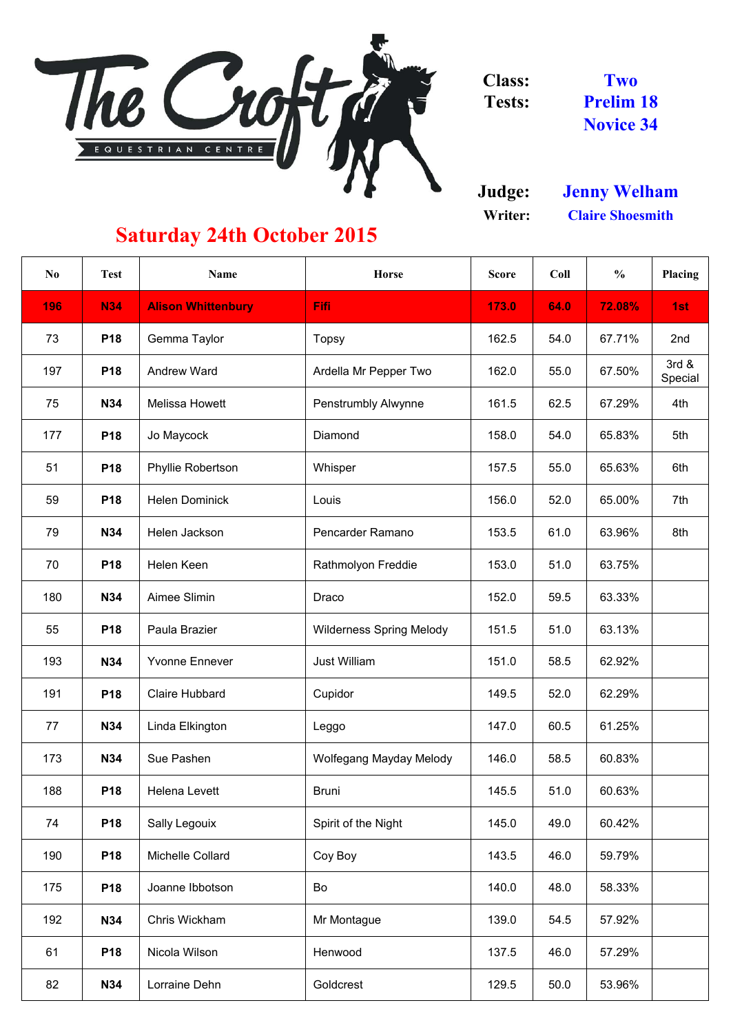The Croft Equestrian Centre

**Class:** Two
**Tests:** Prelim 18, Novice 34

**Judge:** Jenny Welham
**Writer:** Claire Shoesmith

## Saturday 24th October 2015

| No | Test | Name | Horse | Score | Coll | % | Placing |
|---|---|---|---|---|---|---|---|
| 196 | N34 | Alison Whittenbury | Fifi | 173.0 | 64.0 | 72.08% | 1st |
| 73 | P18 | Gemma Taylor | Topsy | 162.5 | 54.0 | 67.71% | 2nd |
| 197 | P18 | Andrew Ward | Ardella Mr Pepper Two | 162.0 | 55.0 | 67.50% | 3rd & Special |
| 75 | N34 | Melissa Howett | Penstrumbly Alwynne | 161.5 | 62.5 | 67.29% | 4th |
| 177 | P18 | Jo Maycock | Diamond | 158.0 | 54.0 | 65.83% | 5th |
| 51 | P18 | Phyllie Robertson | Whisper | 157.5 | 55.0 | 65.63% | 6th |
| 59 | P18 | Helen Dominick | Louis | 156.0 | 52.0 | 65.00% | 7th |
| 79 | N34 | Helen Jackson | Pencarder Ramano | 153.5 | 61.0 | 63.96% | 8th |
| 70 | P18 | Helen Keen | Rathmolyon Freddie | 153.0 | 51.0 | 63.75% | |
| 180 | N34 | Aimee Slimin | Draco | 152.0 | 59.5 | 63.33% | |
| 55 | P18 | Paula Brazier | Wilderness Spring Melody | 151.5 | 51.0 | 63.13% | |
| 193 | N34 | Yvonne Ennever | Just William | 151.0 | 58.5 | 62.92% | |
| 191 | P18 | Claire Hubbard | Cupidor | 149.5 | 52.0 | 62.29% | |
| 77 | N34 | Linda Elkington | Leggo | 147.0 | 60.5 | 61.25% | |
| 173 | N34 | Sue Pashen | Wolfegang Mayday Melody | 146.0 | 58.5 | 60.83% | |
| 188 | P18 | Helena Levett | Bruni | 145.5 | 51.0 | 60.63% | |
| 74 | P18 | Sally Legouix | Spirit of the Night | 145.0 | 49.0 | 60.42% | |
| 190 | P18 | Michelle Collard | Coy Boy | 143.5 | 46.0 | 59.79% | |
| 175 | P18 | Joanne Ibbotson | Bo | 140.0 | 48.0 | 58.33% | |
| 192 | N34 | Chris Wickham | Mr Montague | 139.0 | 54.5 | 57.92% | |
| 61 | P18 | Nicola Wilson | Henwood | 137.5 | 46.0 | 57.29% | |
| 82 | N34 | Lorraine Dehn | Goldcrest | 129.5 | 50.0 | 53.96% | |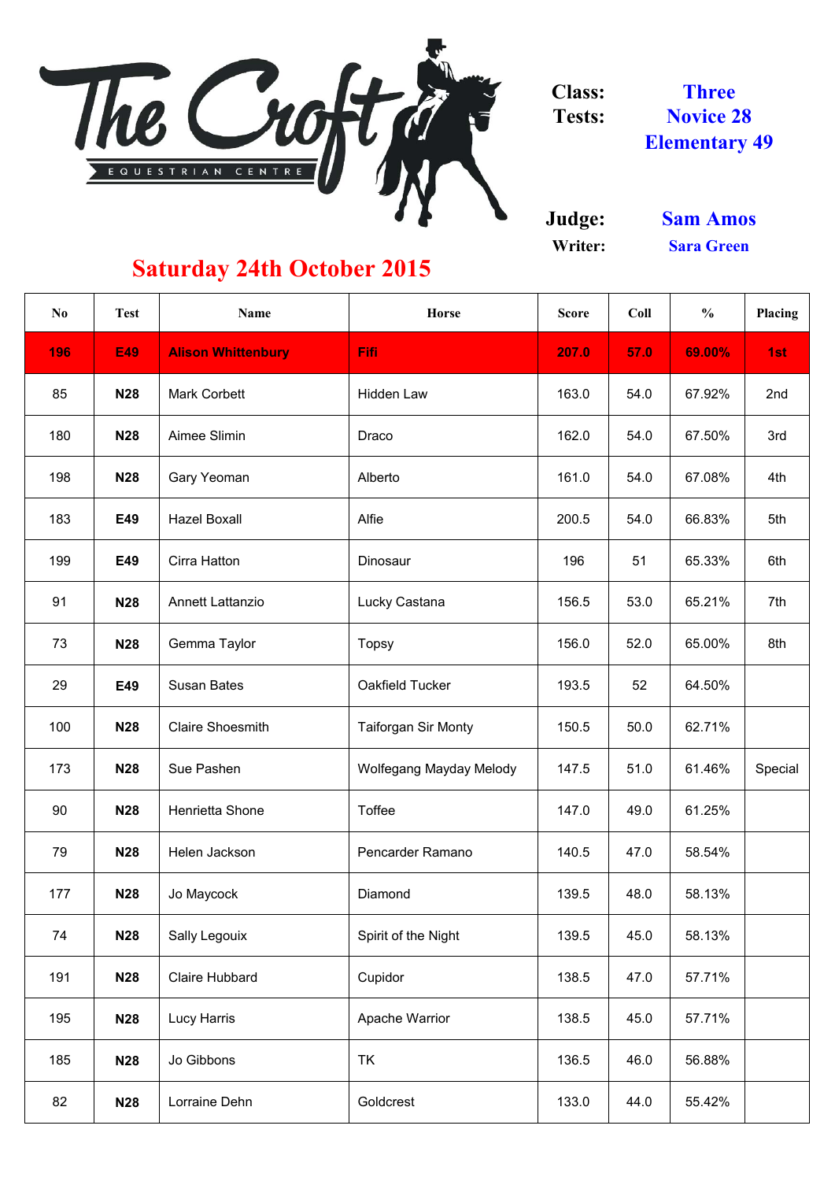The Croft EQUESTRIAN CENTRE

**Class:** Three
**Tests:** Novice 28, Elementary 49

**Judge:** Sam Amos
**Writer:** Sara Green

## Saturday 24th October 2015

| No | Test | Name | Horse | Score | Coll | % | Placing |
|---|---|---|---|---|---|---|---|
| 196 | E49 | Alison Whittenbury | Fifi | 207.0 | 57.0 | 69.00% | 1st |
| 85 | N28 | Mark Corbett | Hidden Law | 163.0 | 54.0 | 67.92% | 2nd |
| 180 | N28 | Aimee Slimin | Draco | 162.0 | 54.0 | 67.50% | 3rd |
| 198 | N28 | Gary Yeoman | Alberto | 161.0 | 54.0 | 67.08% | 4th |
| 183 | E49 | Hazel Boxall | Alfie | 200.5 | 54.0 | 66.83% | 5th |
| 199 | E49 | Cirra Hatton | Dinosaur | 196 | 51 | 65.33% | 6th |
| 91 | N28 | Annett Lattanzio | Lucky Castana | 156.5 | 53.0 | 65.21% | 7th |
| 73 | N28 | Gemma Taylor | Topsy | 156.0 | 52.0 | 65.00% | 8th |
| 29 | E49 | Susan Bates | Oakfield Tucker | 193.5 | 52 | 64.50% | |
| 100 | N28 | Claire Shoesmith | Taiforgan Sir Monty | 150.5 | 50.0 | 62.71% | |
| 173 | N28 | Sue Pashen | Wolfegang Mayday Melody | 147.5 | 51.0 | 61.46% | Special |
| 90 | N28 | Henrietta Shone | Toffee | 147.0 | 49.0 | 61.25% | |
| 79 | N28 | Helen Jackson | Pencarder Ramano | 140.5 | 47.0 | 58.54% | |
| 177 | N28 | Jo Maycock | Diamond | 139.5 | 48.0 | 58.13% | |
| 74 | N28 | Sally Legouix | Spirit of the Night | 139.5 | 45.0 | 58.13% | |
| 191 | N28 | Claire Hubbard | Cupidor | 138.5 | 47.0 | 57.71% | |
| 195 | N28 | Lucy Harris | Apache Warrior | 138.5 | 45.0 | 57.71% | |
| 185 | N28 | Jo Gibbons | TK | 136.5 | 46.0 | 56.88% | |
| 82 | N28 | Lorraine Dehn | Goldcrest | 133.0 | 44.0 | 55.42% | |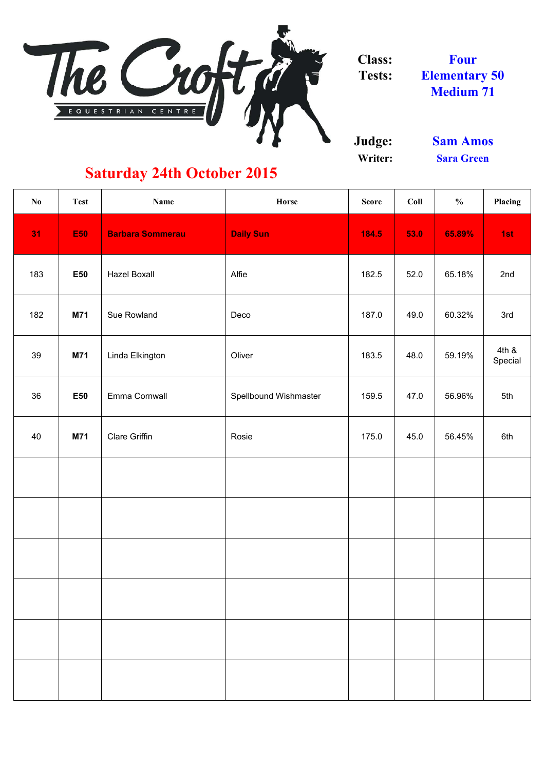The Croft

EQUESTRIAN CENTRE

**Class:** Four

**Tests:** Elementary 50
Medium 71

**Judge:** Sam Amos

**Writer:** Sara Green

## Saturday 24th October 2015

| No | Test | Name | Horse | Score | Coll | % | Placing |
|---|---|---|---|---|---|---|---|
| **31** | **E50** | **Barbara Sommerau** | **Daily Sun** | **184.5** | **53.0** | **65.89%** | **1st** |
| 183 | **E50** | Hazel Boxall | Alfie | 182.5 | 52.0 | 65.18% | 2nd |
| 182 | **M71** | Sue Rowland | Deco | 187.0 | 49.0 | 60.32% | 3rd |
| 39 | **M71** | Linda Elkington | Oliver | 183.5 | 48.0 | 59.19% | 4th & Special |
| 36 | **E50** | Emma Cornwall | Spellbound Wishmaster | 159.5 | 47.0 | 56.96% | 5th |
| 40 | **M71** | Clare Griffin | Rosie | 175.0 | 45.0 | 56.45% | 6th |
| | | | | | | | |
| | | | | | | | |
| | | | | | | | |
| | | | | | | | |
| | | | | | | | |
| | | | | | | | |